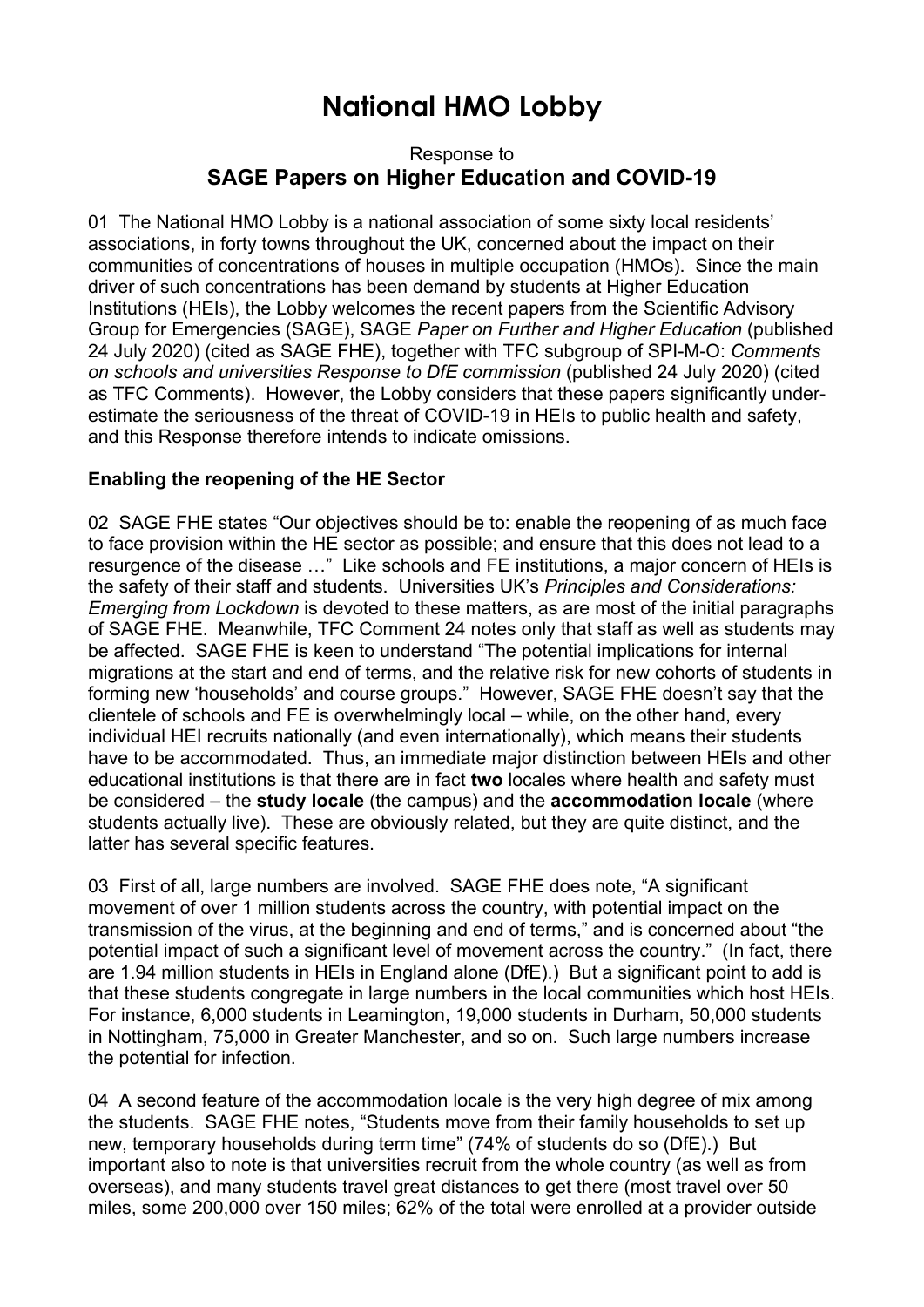# National HMO Lobby

Response to

## SAGE Papers on Higher Education and COVID-19

01 The National HMO Lobby is a national association of some sixty local residents' associations, in forty towns throughout the UK, concerned about the impact on their communities of concentrations of houses in multiple occupation (HMOs). Since the main driver of such concentrations has been demand by students at Higher Education Institutions (HEIs), the Lobby welcomes the recent papers from the Scientific Advisory Group for Emergencies (SAGE), SAGE *Paper on Further and Higher Education* (published 24 July 2020) (cited as SAGE FHE), together with TFC subgroup of SPI-M-O: *Comments on schools and universities Response to DfE commission* (published 24 July 2020) (cited as TFC Comments). However, the Lobby considers that these papers significantly under-estimate the seriousness of the threat of COVID-19 in HEIs to public health and safety, and this Response therefore intends to indicate omissions.

### Enabling the reopening of the HE Sector

02 SAGE FHE states "Our objectives should be to: enable the reopening of as much face to face provision within the HE sector as possible; and ensure that this does not lead to a resurgence of the disease …" Like schools and FE institutions, a major concern of HEIs is the safety of their staff and students. Universities UK's *Principles and Considerations: Emerging from Lockdown* is devoted to these matters, as are most of the initial paragraphs of SAGE FHE. Meanwhile, TFC Comment 24 notes only that staff as well as students may be affected. SAGE FHE is keen to understand "The potential implications for internal migrations at the start and end of terms, and the relative risk for new cohorts of students in forming new 'households' and course groups." However, SAGE FHE doesn't say that the clientele of schools and FE is overwhelmingly local – while, on the other hand, every individual HEI recruits nationally (and even internationally), which means their students have to be accommodated. Thus, an immediate major distinction between HEIs and other educational institutions is that there are in fact **two** locales where health and safety must be considered – the **study locale** (the campus) and the **accommodation locale** (where students actually live). These are obviously related, but they are quite distinct, and the latter has several specific features.

03 First of all, large numbers are involved. SAGE FHE does note, "A significant movement of over 1 million students across the country, with potential impact on the transmission of the virus, at the beginning and end of terms," and is concerned about "the potential impact of such a significant level of movement across the country." (In fact, there are 1.94 million students in HEIs in England alone (DfE).) But a significant point to add is that these students congregate in large numbers in the local communities which host HEIs. For instance, 6,000 students in Leamington, 19,000 students in Durham, 50,000 students in Nottingham, 75,000 in Greater Manchester, and so on. Such large numbers increase the potential for infection.

04 A second feature of the accommodation locale is the very high degree of mix among the students. SAGE FHE notes, "Students move from their family households to set up new, temporary households during term time" (74% of students do so (DfE).) But important also to note is that universities recruit from the whole country (as well as from overseas), and many students travel great distances to get there (most travel over 50 miles, some 200,000 over 150 miles; 62% of the total were enrolled at a provider outside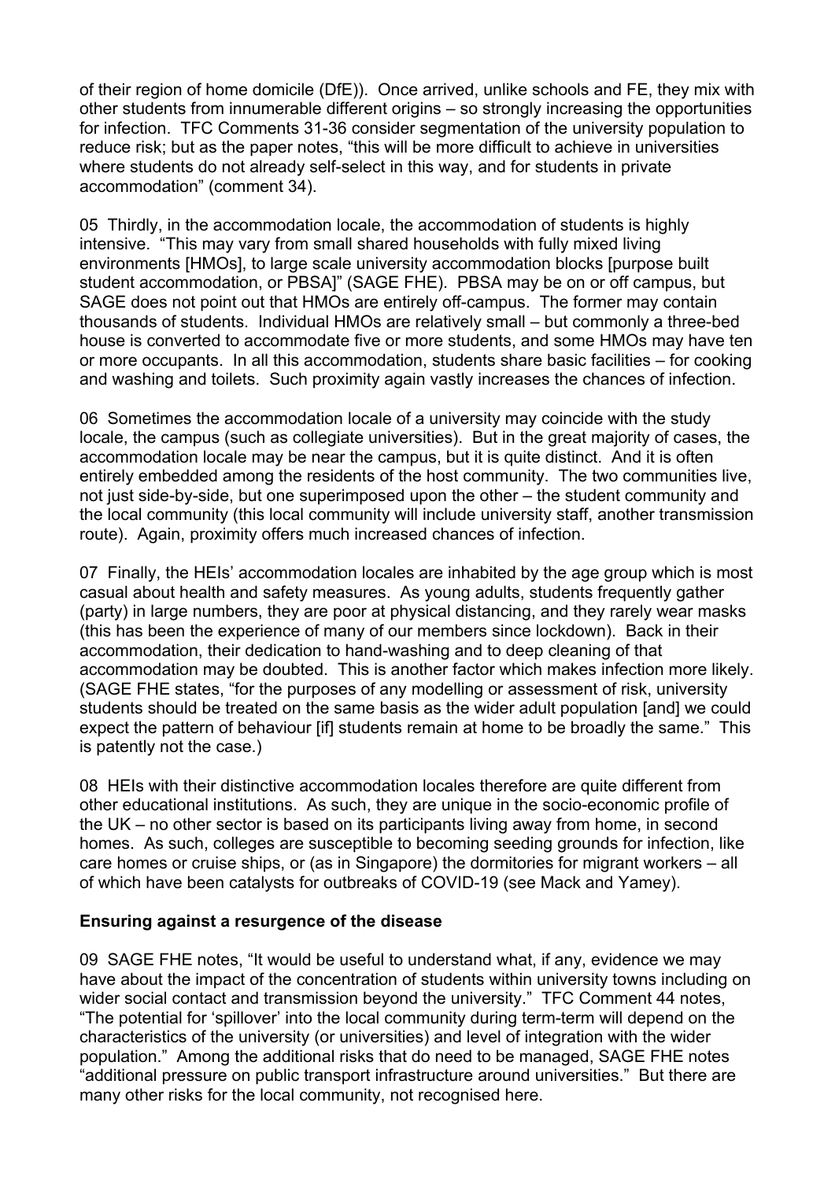of their region of home domicile (DfE)). Once arrived, unlike schools and FE, they mix with other students from innumerable different origins – so strongly increasing the opportunities for infection. TFC Comments 31-36 consider segmentation of the university population to reduce risk; but as the paper notes, "this will be more difficult to achieve in universities where students do not already self-select in this way, and for students in private accommodation" (comment 34).

05 Thirdly, in the accommodation locale, the accommodation of students is highly intensive. "This may vary from small shared households with fully mixed living environments [HMOs], to large scale university accommodation blocks [purpose built student accommodation, or PBSA]" (SAGE FHE). PBSA may be on or off campus, but SAGE does not point out that HMOs are entirely off-campus. The former may contain thousands of students. Individual HMOs are relatively small – but commonly a three-bed house is converted to accommodate five or more students, and some HMOs may have ten or more occupants. In all this accommodation, students share basic facilities – for cooking and washing and toilets. Such proximity again vastly increases the chances of infection.

06 Sometimes the accommodation locale of a university may coincide with the study locale, the campus (such as collegiate universities). But in the great majority of cases, the accommodation locale may be near the campus, but it is quite distinct. And it is often entirely embedded among the residents of the host community. The two communities live, not just side-by-side, but one superimposed upon the other – the student community and the local community (this local community will include university staff, another transmission route). Again, proximity offers much increased chances of infection.

07 Finally, the HEIs' accommodation locales are inhabited by the age group which is most casual about health and safety measures. As young adults, students frequently gather (party) in large numbers, they are poor at physical distancing, and they rarely wear masks (this has been the experience of many of our members since lockdown). Back in their accommodation, their dedication to hand-washing and to deep cleaning of that accommodation may be doubted. This is another factor which makes infection more likely. (SAGE FHE states, "for the purposes of any modelling or assessment of risk, university students should be treated on the same basis as the wider adult population [and] we could expect the pattern of behaviour [if] students remain at home to be broadly the same." This is patently not the case.)

08 HEIs with their distinctive accommodation locales therefore are quite different from other educational institutions. As such, they are unique in the socio-economic profile of the UK – no other sector is based on its participants living away from home, in second homes. As such, colleges are susceptible to becoming seeding grounds for infection, like care homes or cruise ships, or (as in Singapore) the dormitories for migrant workers – all of which have been catalysts for outbreaks of COVID-19 (see Mack and Yamey).

**Ensuring against a resurgence of the disease**

09 SAGE FHE notes, "It would be useful to understand what, if any, evidence we may have about the impact of the concentration of students within university towns including on wider social contact and transmission beyond the university." TFC Comment 44 notes, "The potential for 'spillover' into the local community during term-term will depend on the characteristics of the university (or universities) and level of integration with the wider population." Among the additional risks that do need to be managed, SAGE FHE notes "additional pressure on public transport infrastructure around universities." But there are many other risks for the local community, not recognised here.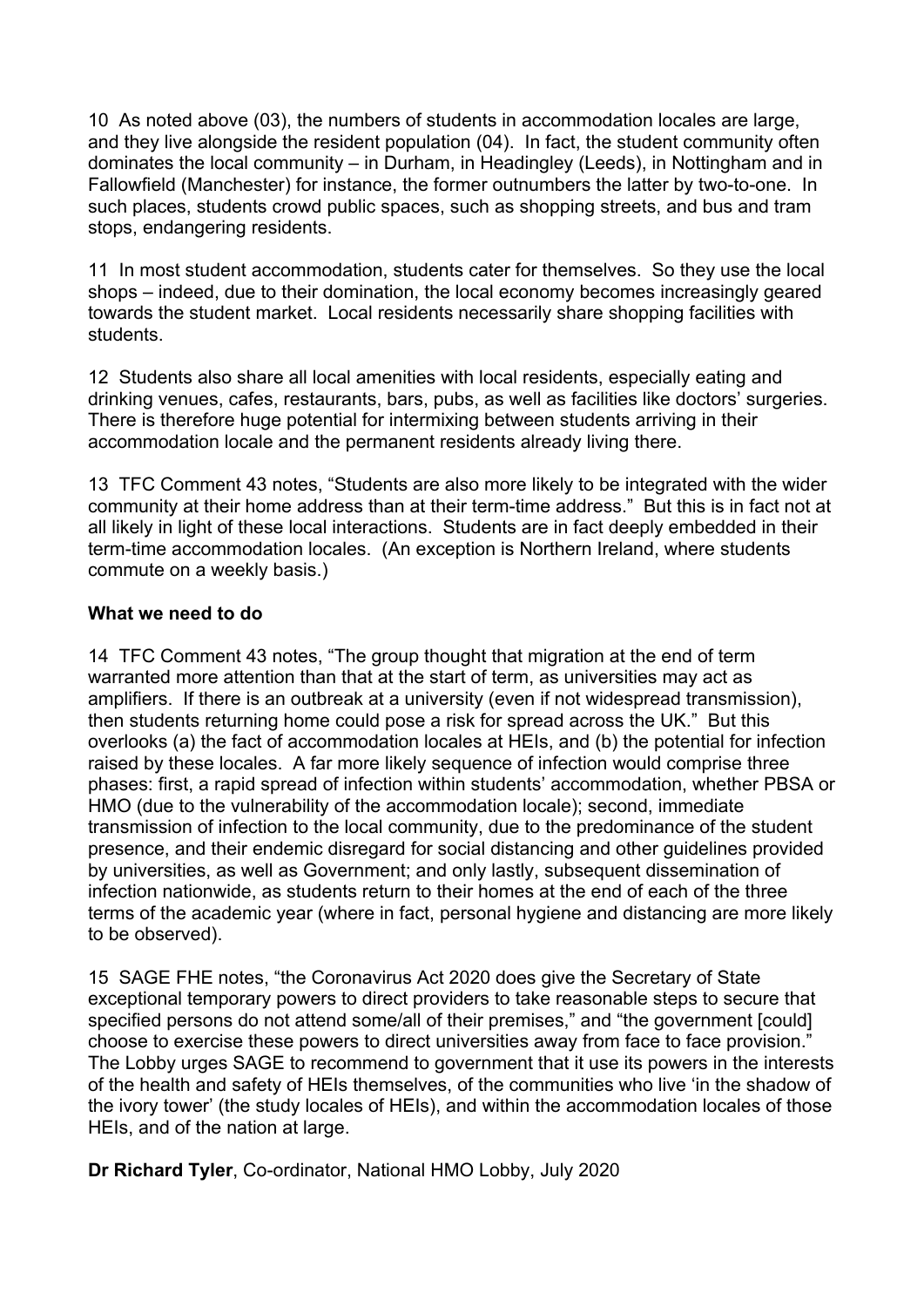10 As noted above (03), the numbers of students in accommodation locales are large, and they live alongside the resident population (04). In fact, the student community often dominates the local community – in Durham, in Headingley (Leeds), in Nottingham and in Fallowfield (Manchester) for instance, the former outnumbers the latter by two-to-one. In such places, students crowd public spaces, such as shopping streets, and bus and tram stops, endangering residents.

11 In most student accommodation, students cater for themselves. So they use the local shops – indeed, due to their domination, the local economy becomes increasingly geared towards the student market. Local residents necessarily share shopping facilities with students.

12 Students also share all local amenities with local residents, especially eating and drinking venues, cafes, restaurants, bars, pubs, as well as facilities like doctors' surgeries. There is therefore huge potential for intermixing between students arriving in their accommodation locale and the permanent residents already living there.

13 TFC Comment 43 notes, "Students are also more likely to be integrated with the wider community at their home address than at their term-time address." But this is in fact not at all likely in light of these local interactions. Students are in fact deeply embedded in their term-time accommodation locales. (An exception is Northern Ireland, where students commute on a weekly basis.)

**What we need to do**

14 TFC Comment 43 notes, "The group thought that migration at the end of term warranted more attention than that at the start of term, as universities may act as amplifiers. If there is an outbreak at a university (even if not widespread transmission), then students returning home could pose a risk for spread across the UK." But this overlooks (a) the fact of accommodation locales at HEIs, and (b) the potential for infection raised by these locales. A far more likely sequence of infection would comprise three phases: first, a rapid spread of infection within students' accommodation, whether PBSA or HMO (due to the vulnerability of the accommodation locale); second, immediate transmission of infection to the local community, due to the predominance of the student presence, and their endemic disregard for social distancing and other guidelines provided by universities, as well as Government; and only lastly, subsequent dissemination of infection nationwide, as students return to their homes at the end of each of the three terms of the academic year (where in fact, personal hygiene and distancing are more likely to be observed).

15 SAGE FHE notes, "the Coronavirus Act 2020 does give the Secretary of State exceptional temporary powers to direct providers to take reasonable steps to secure that specified persons do not attend some/all of their premises," and "the government [could] choose to exercise these powers to direct universities away from face to face provision." The Lobby urges SAGE to recommend to government that it use its powers in the interests of the health and safety of HEIs themselves, of the communities who live 'in the shadow of the ivory tower' (the study locales of HEIs), and within the accommodation locales of those HEIs, and of the nation at large.

**Dr Richard Tyler**, Co-ordinator, National HMO Lobby, July 2020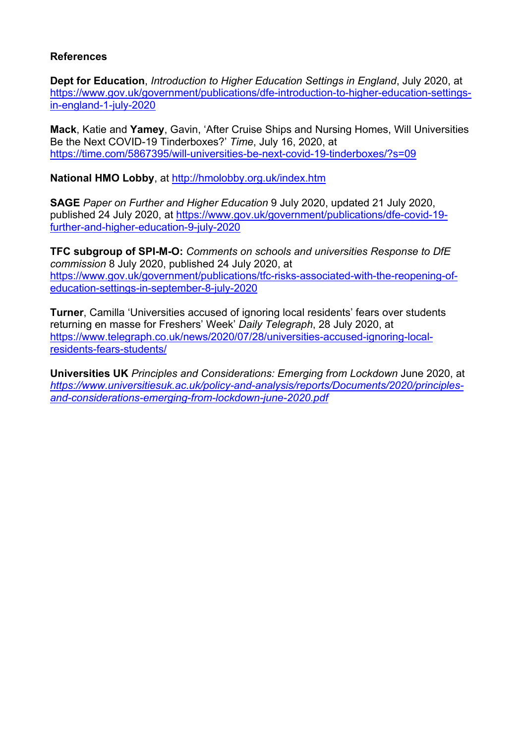**References**

**Dept for Education**, *Introduction to Higher Education Settings in England*, July 2020, at https://www.gov.uk/government/publications/dfe-introduction-to-higher-education-settings-in-england-1-july-2020

**Mack**, Katie and **Yamey**, Gavin, 'After Cruise Ships and Nursing Homes, Will Universities Be the Next COVID-19 Tinderboxes?' *Time*, July 16, 2020, at https://time.com/5867395/will-universities-be-next-covid-19-tinderboxes/?s=09

**National HMO Lobby**, at http://hmolobby.org.uk/index.htm

**SAGE** *Paper on Further and Higher Education* 9 July 2020, updated 21 July 2020, published 24 July 2020, at https://www.gov.uk/government/publications/dfe-covid-19-further-and-higher-education-9-july-2020

**TFC subgroup of SPI-M-O:** *Comments on schools and universities Response to DfE commission* 8 July 2020, published 24 July 2020, at https://www.gov.uk/government/publications/tfc-risks-associated-with-the-reopening-of-education-settings-in-september-8-july-2020

**Turner**, Camilla 'Universities accused of ignoring local residents' fears over students returning en masse for Freshers' Week' *Daily Telegraph*, 28 July 2020, at https://www.telegraph.co.uk/news/2020/07/28/universities-accused-ignoring-local-residents-fears-students/

**Universities UK** *Principles and Considerations: Emerging from Lockdown* June 2020, at *https://www.universitiesuk.ac.uk/policy-and-analysis/reports/Documents/2020/principles-and-considerations-emerging-from-lockdown-june-2020.pdf*